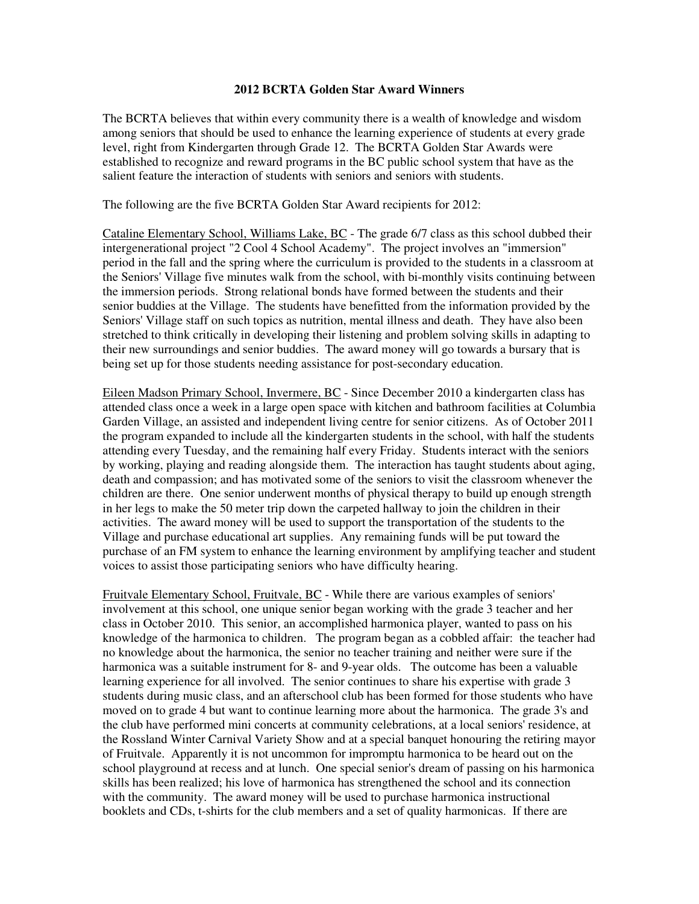**2012 BCRTA Golden Star Award Winners**

The BCRTA believes that within every community there is a wealth of knowledge and wisdom among seniors that should be used to enhance the learning experience of students at every grade level, right from Kindergarten through Grade 12. The BCRTA Golden Star Awards were established to recognize and reward programs in the BC public school system that have as the salient feature the interaction of students with seniors and seniors with students.

The following are the five BCRTA Golden Star Award recipients for 2012:

Cataline Elementary School, Williams Lake, BC - The grade 6/7 class as this school dubbed their intergenerational project "2 Cool 4 School Academy". The project involves an "immersion" period in the fall and the spring where the curriculum is provided to the students in a classroom at the Seniors' Village five minutes walk from the school, with bi-monthly visits continuing between the immersion periods. Strong relational bonds have formed between the students and their senior buddies at the Village. The students have benefitted from the information provided by the Seniors' Village staff on such topics as nutrition, mental illness and death. They have also been stretched to think critically in developing their listening and problem solving skills in adapting to their new surroundings and senior buddies. The award money will go towards a bursary that is being set up for those students needing assistance for post-secondary education.

Eileen Madson Primary School, Invermere, BC - Since December 2010 a kindergarten class has attended class once a week in a large open space with kitchen and bathroom facilities at Columbia Garden Village, an assisted and independent living centre for senior citizens. As of October 2011 the program expanded to include all the kindergarten students in the school, with half the students attending every Tuesday, and the remaining half every Friday. Students interact with the seniors by working, playing and reading alongside them. The interaction has taught students about aging, death and compassion; and has motivated some of the seniors to visit the classroom whenever the children are there. One senior underwent months of physical therapy to build up enough strength in her legs to make the 50 meter trip down the carpeted hallway to join the children in their activities. The award money will be used to support the transportation of the students to the Village and purchase educational art supplies. Any remaining funds will be put toward the purchase of an FM system to enhance the learning environment by amplifying teacher and student voices to assist those participating seniors who have difficulty hearing.

Fruitvale Elementary School, Fruitvale, BC - While there are various examples of seniors' involvement at this school, one unique senior began working with the grade 3 teacher and her class in October 2010. This senior, an accomplished harmonica player, wanted to pass on his knowledge of the harmonica to children. The program began as a cobbled affair: the teacher had no knowledge about the harmonica, the senior no teacher training and neither were sure if the harmonica was a suitable instrument for 8- and 9-year olds. The outcome has been a valuable learning experience for all involved. The senior continues to share his expertise with grade 3 students during music class, and an afterschool club has been formed for those students who have moved on to grade 4 but want to continue learning more about the harmonica. The grade 3's and the club have performed mini concerts at community celebrations, at a local seniors' residence, at the Rossland Winter Carnival Variety Show and at a special banquet honouring the retiring mayor of Fruitvale. Apparently it is not uncommon for impromptu harmonica to be heard out on the school playground at recess and at lunch. One special senior's dream of passing on his harmonica skills has been realized; his love of harmonica has strengthened the school and its connection with the community. The award money will be used to purchase harmonica instructional booklets and CDs, t-shirts for the club members and a set of quality harmonicas. If there are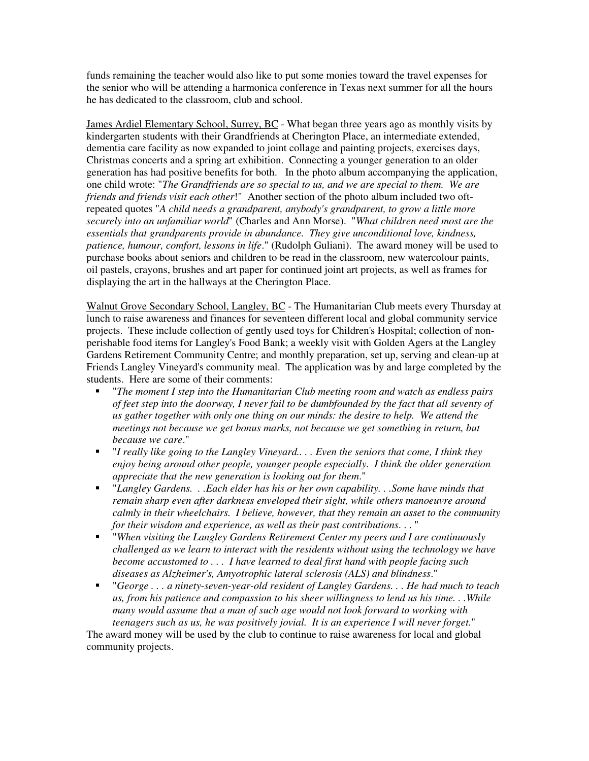funds remaining the teacher would also like to put some monies toward the travel expenses for the senior who will be attending a harmonica conference in Texas next summer for all the hours he has dedicated to the classroom, club and school.

<u>James Ardiel Elementary School, Surrey, BC</u> - What began three years ago as monthly visits by kindergarten students with their Grandfriends at Cherington Place, an intermediate extended, dementia care facility as now expanded to joint collage and painting projects, exercises days, Christmas concerts and a spring art exhibition. Connecting a younger generation to an older generation has had positive benefits for both. In the photo album accompanying the application, one child wrote: "*The Grandfriends are so special to us, and we are special to them. We are friends and friends visit each other*!" Another section of the photo album included two oft-repeated quotes "*A child needs a grandparent, anybody's grandparent, to grow a little more securely into an unfamiliar world*" (Charles and Ann Morse). "*What children need most are the essentials that grandparents provide in abundance. They give unconditional love, kindness, patience, humour, comfort, lessons in life*." (Rudolph Guliani). The award money will be used to purchase books about seniors and children to be read in the classroom, new watercolour paints, oil pastels, crayons, brushes and art paper for continued joint art projects, as well as frames for displaying the art in the hallways at the Cherington Place.

<u>Walnut Grove Secondary School, Langley, BC</u> - The Humanitarian Club meets every Thursday at lunch to raise awareness and finances for seventeen different local and global community service projects. These include collection of gently used toys for Children's Hospital; collection of non-perishable food items for Langley's Food Bank; a weekly visit with Golden Agers at the Langley Gardens Retirement Community Centre; and monthly preparation, set up, serving and clean-up at Friends Langley Vineyard's community meal. The application was by and large completed by the students. Here are some of their comments:

- "*The moment I step into the Humanitarian Club meeting room and watch as endless pairs of feet step into the doorway, I never fail to be dumbfounded by the fact that all seventy of us gather together with only one thing on our minds: the desire to help. We attend the meetings not because we get bonus marks, not because we get something in return, but because we care*."
- "*I really like going to the Langley Vineyard.. . . Even the seniors that come, I think they enjoy being around other people, younger people especially. I think the older generation appreciate that the new generation is looking out for them*."
- "*Langley Gardens. . .Each elder has his or her own capability. . .Some have minds that remain sharp even after darkness enveloped their sight, while others manoeuvre around calmly in their wheelchairs. I believe, however, that they remain an asset to the community for their wisdom and experience, as well as their past contributions. . .* "
- "*When visiting the Langley Gardens Retirement Center my peers and I are continuously challenged as we learn to interact with the residents without using the technology we have become accustomed to . . . I have learned to deal first hand with people facing such diseases as Alzheimer's, Amyotrophic lateral sclerosis (ALS) and blindness*."
- "*George . . . a ninety-seven-year-old resident of Langley Gardens. . . He had much to teach us, from his patience and compassion to his sheer willingness to lend us his time. . .While many would assume that a man of such age would not look forward to working with teenagers such as us, he was positively jovial. It is an experience I will never forget.*"

The award money will be used by the club to continue to raise awareness for local and global community projects.